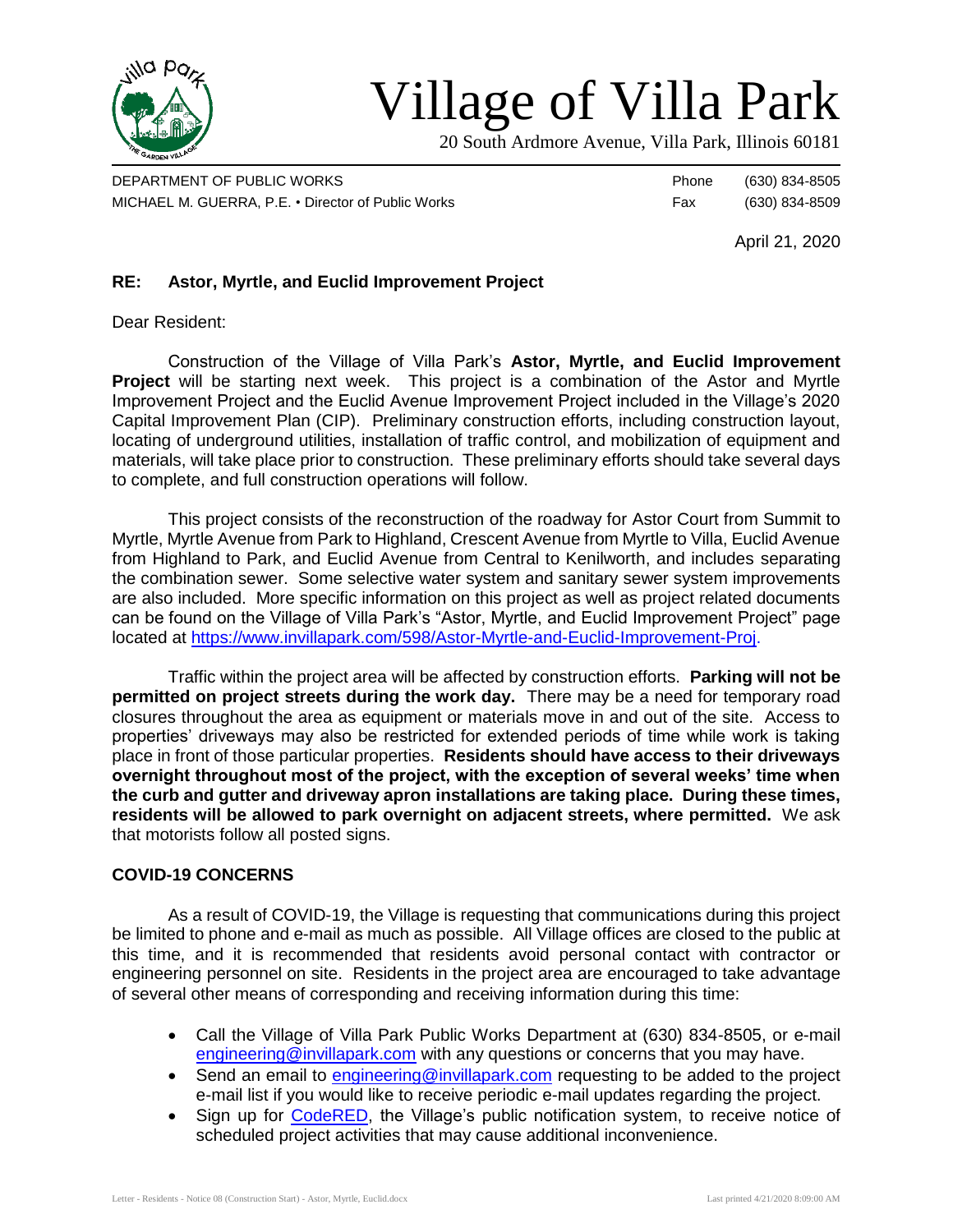# Village of Villa Park

20 South Ardmore Avenue, Villa Park, Illinois 60181

DEPARTMENT OF PUBLIC WORKS — Phone (630) 834-8505
MICHAEL M. GUERRA, P.E. • Director of Public Works — Fax (630) 834-8509

April 21, 2020

**RE: Astor, Myrtle, and Euclid Improvement Project**

Dear Resident:

Construction of the Village of Villa Park's **Astor, Myrtle, and Euclid Improvement Project** will be starting next week. This project is a combination of the Astor and Myrtle Improvement Project and the Euclid Avenue Improvement Project included in the Village's 2020 Capital Improvement Plan (CIP). Preliminary construction efforts, including construction layout, locating of underground utilities, installation of traffic control, and mobilization of equipment and materials, will take place prior to construction. These preliminary efforts should take several days to complete, and full construction operations will follow.

This project consists of the reconstruction of the roadway for Astor Court from Summit to Myrtle, Myrtle Avenue from Park to Highland, Crescent Avenue from Myrtle to Villa, Euclid Avenue from Highland to Park, and Euclid Avenue from Central to Kenilworth, and includes separating the combination sewer. Some selective water system and sanitary sewer system improvements are also included. More specific information on this project as well as project related documents can be found on the Village of Villa Park's "Astor, Myrtle, and Euclid Improvement Project" page located at https://www.invillapark.com/598/Astor-Myrtle-and-Euclid-Improvement-Proj.

Traffic within the project area will be affected by construction efforts. **Parking will not be permitted on project streets during the work day.** There may be a need for temporary road closures throughout the area as equipment or materials move in and out of the site. Access to properties' driveways may also be restricted for extended periods of time while work is taking place in front of those particular properties. **Residents should have access to their driveways overnight throughout most of the project, with the exception of several weeks' time when the curb and gutter and driveway apron installations are taking place. During these times, residents will be allowed to park overnight on adjacent streets, where permitted.** We ask that motorists follow all posted signs.

## COVID-19 CONCERNS

As a result of COVID-19, the Village is requesting that communications during this project be limited to phone and e-mail as much as possible. All Village offices are closed to the public at this time, and it is recommended that residents avoid personal contact with contractor or engineering personnel on site. Residents in the project area are encouraged to take advantage of several other means of corresponding and receiving information during this time:

- Call the Village of Villa Park Public Works Department at (630) 834-8505, or e-mail engineering@invillapark.com with any questions or concerns that you may have.
- Send an email to engineering@invillapark.com requesting to be added to the project e-mail list if you would like to receive periodic e-mail updates regarding the project.
- Sign up for CodeRED, the Village's public notification system, to receive notice of scheduled project activities that may cause additional inconvenience.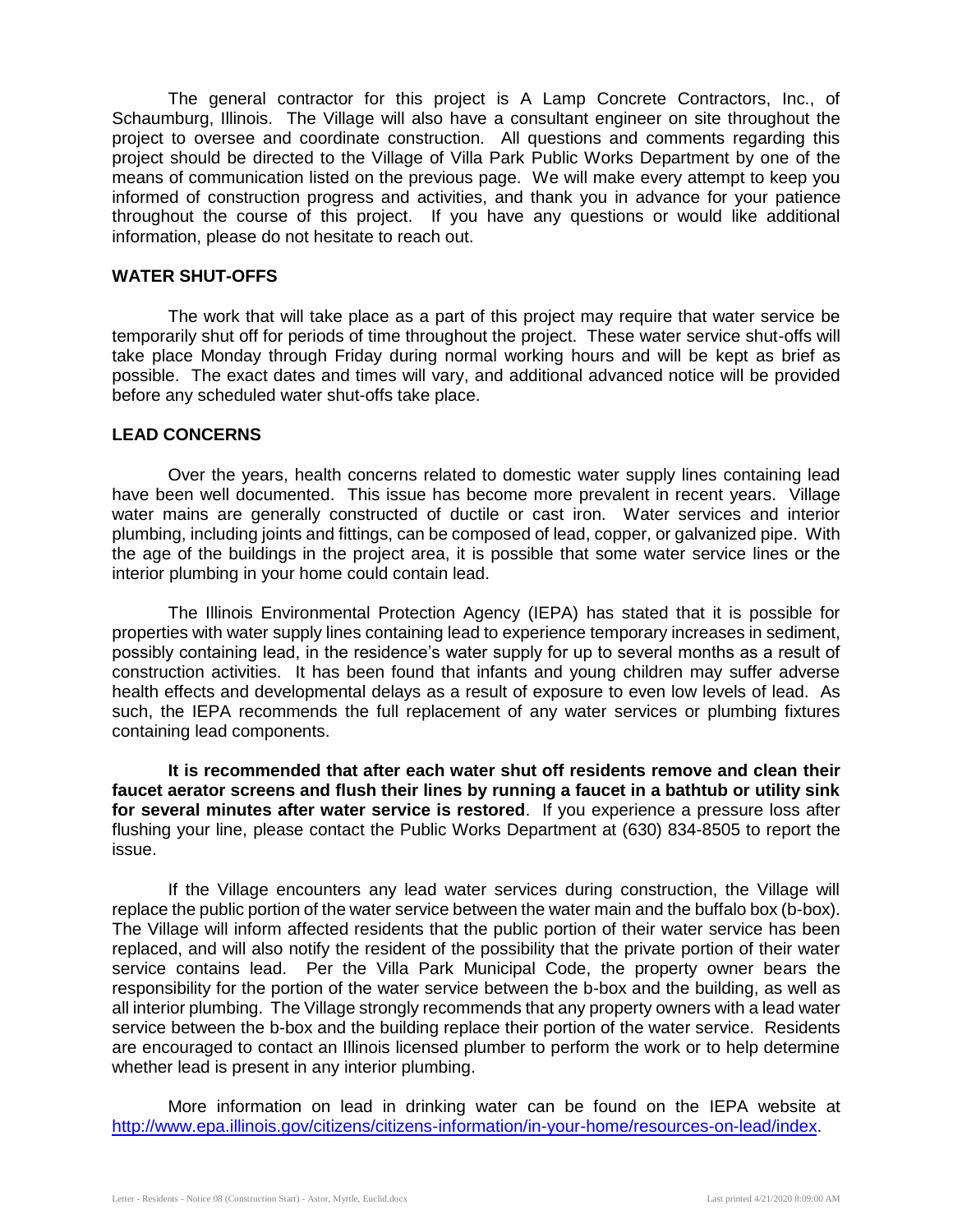The general contractor for this project is A Lamp Concrete Contractors, Inc., of Schaumburg, Illinois. The Village will also have a consultant engineer on site throughout the project to oversee and coordinate construction. All questions and comments regarding this project should be directed to the Village of Villa Park Public Works Department by one of the means of communication listed on the previous page. We will make every attempt to keep you informed of construction progress and activities, and thank you in advance for your patience throughout the course of this project. If you have any questions or would like additional information, please do not hesitate to reach out.

**WATER SHUT-OFFS**

The work that will take place as a part of this project may require that water service be temporarily shut off for periods of time throughout the project. These water service shut-offs will take place Monday through Friday during normal working hours and will be kept as brief as possible. The exact dates and times will vary, and additional advanced notice will be provided before any scheduled water shut-offs take place.

**LEAD CONCERNS**

Over the years, health concerns related to domestic water supply lines containing lead have been well documented. This issue has become more prevalent in recent years. Village water mains are generally constructed of ductile or cast iron. Water services and interior plumbing, including joints and fittings, can be composed of lead, copper, or galvanized pipe. With the age of the buildings in the project area, it is possible that some water service lines or the interior plumbing in your home could contain lead.

The Illinois Environmental Protection Agency (IEPA) has stated that it is possible for properties with water supply lines containing lead to experience temporary increases in sediment, possibly containing lead, in the residence's water supply for up to several months as a result of construction activities. It has been found that infants and young children may suffer adverse health effects and developmental delays as a result of exposure to even low levels of lead. As such, the IEPA recommends the full replacement of any water services or plumbing fixtures containing lead components.

**It is recommended that after each water shut off residents remove and clean their faucet aerator screens and flush their lines by running a faucet in a bathtub or utility sink for several minutes after water service is restored**. If you experience a pressure loss after flushing your line, please contact the Public Works Department at (630) 834-8505 to report the issue.

If the Village encounters any lead water services during construction, the Village will replace the public portion of the water service between the water main and the buffalo box (b-box). The Village will inform affected residents that the public portion of their water service has been replaced, and will also notify the resident of the possibility that the private portion of their water service contains lead. Per the Villa Park Municipal Code, the property owner bears the responsibility for the portion of the water service between the b-box and the building, as well as all interior plumbing. The Village strongly recommends that any property owners with a lead water service between the b-box and the building replace their portion of the water service. Residents are encouraged to contact an Illinois licensed plumber to perform the work or to help determine whether lead is present in any interior plumbing.

More information on lead in drinking water can be found on the IEPA website at [http://www.epa.illinois.gov/citizens/citizens-information/in-your-home/resources-on-lead/index](http://www.epa.illinois.gov/citizens/citizens-information/in-your-home/resources-on-lead/index).